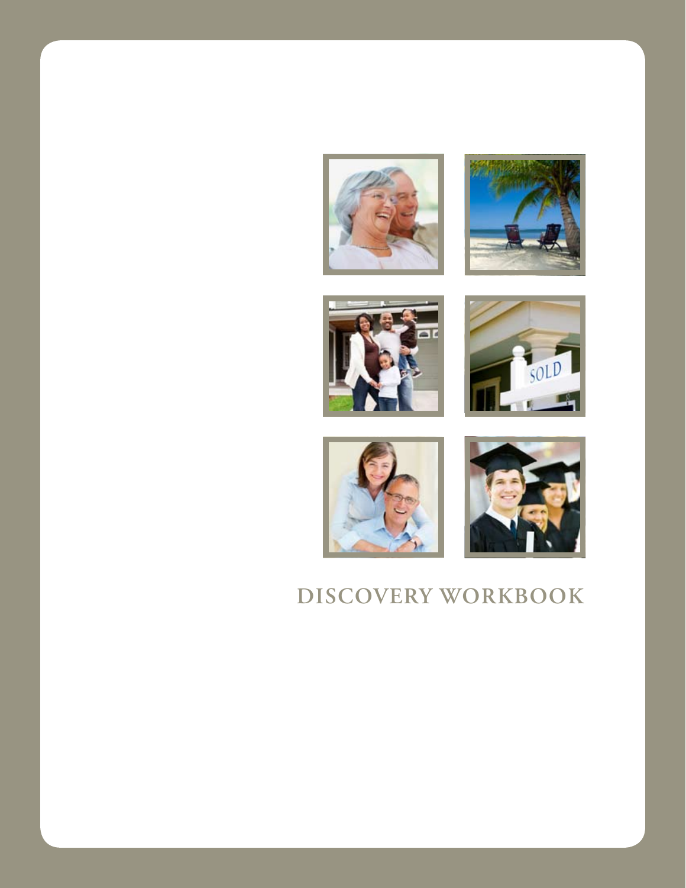# DISCOVERY WORKBOOK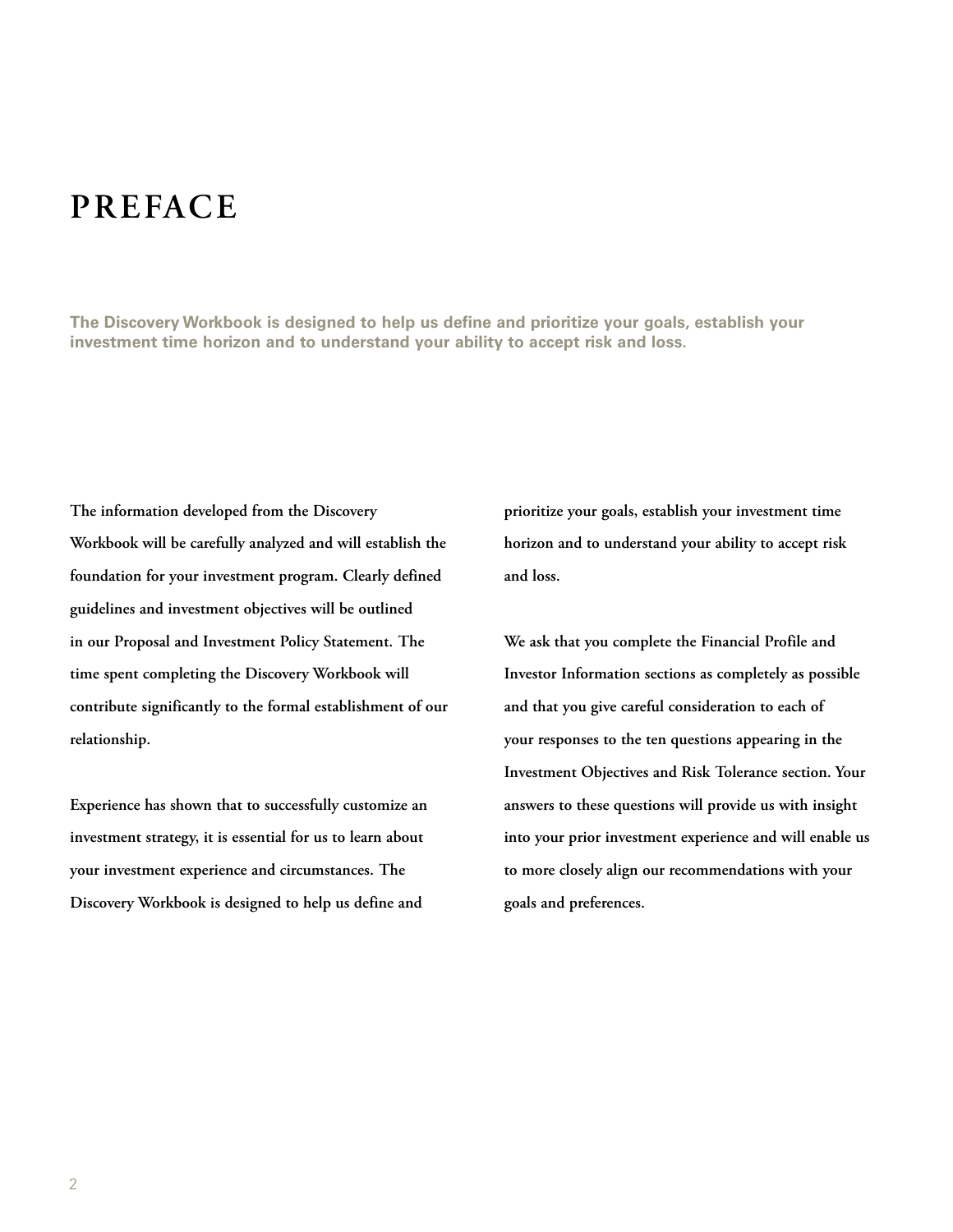# PREFACE

**The Discovery Workbook is designed to help us define and prioritize your goals, establish your investment time horizon and to understand your ability to accept risk and loss.**

The information developed from the Discovery Workbook will be carefully analyzed and will establish the foundation for your investment program. Clearly defined guidelines and investment objectives will be outlined in our Proposal and Investment Policy Statement. The time spent completing the Discovery Workbook will contribute significantly to the formal establishment of our relationship.

Experience has shown that to successfully customize an investment strategy, it is essential for us to learn about your investment experience and circumstances. The Discovery Workbook is designed to help us define and prioritize your goals, establish your investment time horizon and to understand your ability to accept risk and loss.

We ask that you complete the Financial Profile and Investor Information sections as completely as possible and that you give careful consideration to each of your responses to the ten questions appearing in the Investment Objectives and Risk Tolerance section. Your answers to these questions will provide us with insight into your prior investment experience and will enable us to more closely align our recommendations with your goals and preferences.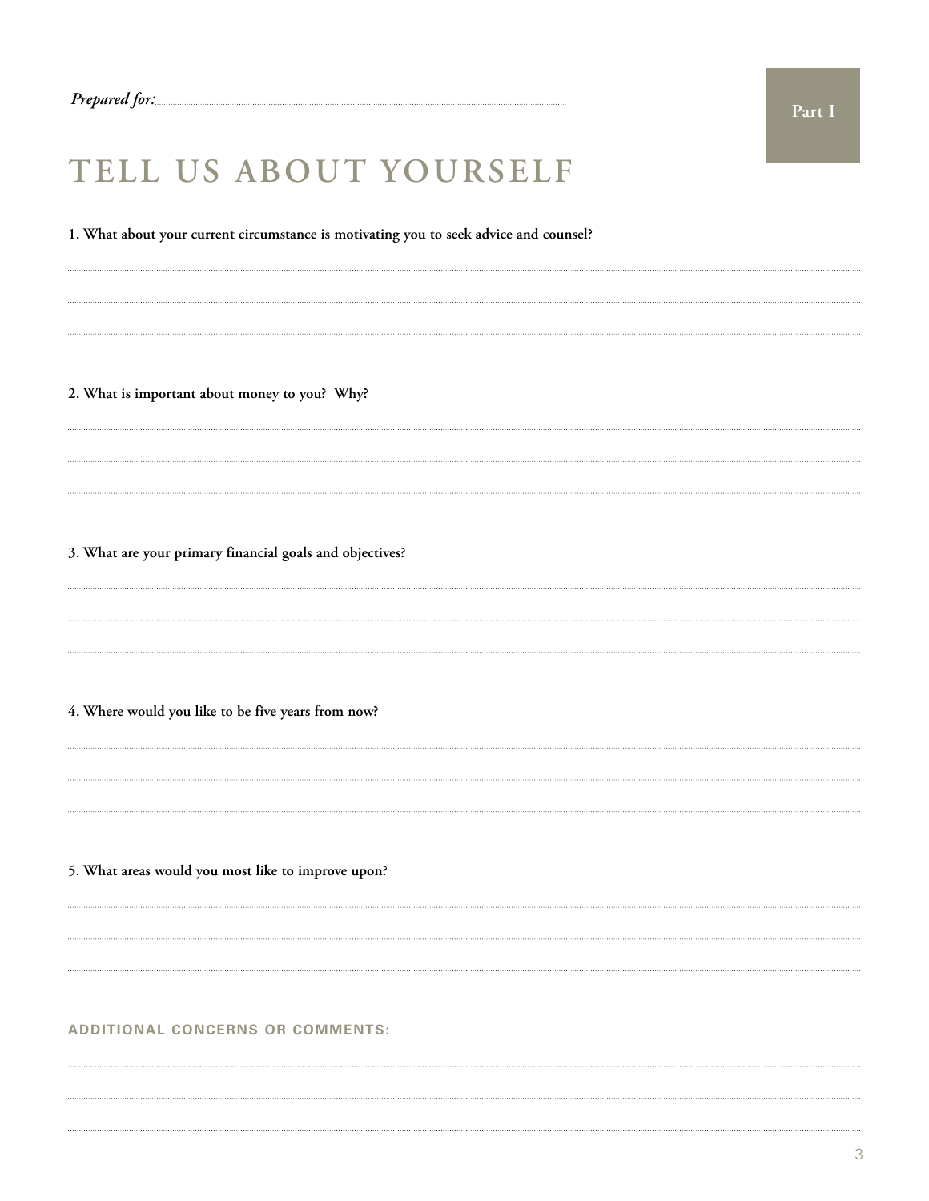*Prepared for:*

Part I

# TELL US ABOUT YOURSELF

**1. What about your current circumstance is motivating you to seek advice and counsel?**

**2. What is important about money to you? Why?**

**3. What are your primary financial goals and objectives?**

**4. Where would you like to be five years from now?**

**5. What areas would you most like to improve upon?**

## ADDITIONAL CONCERNS OR COMMENTS: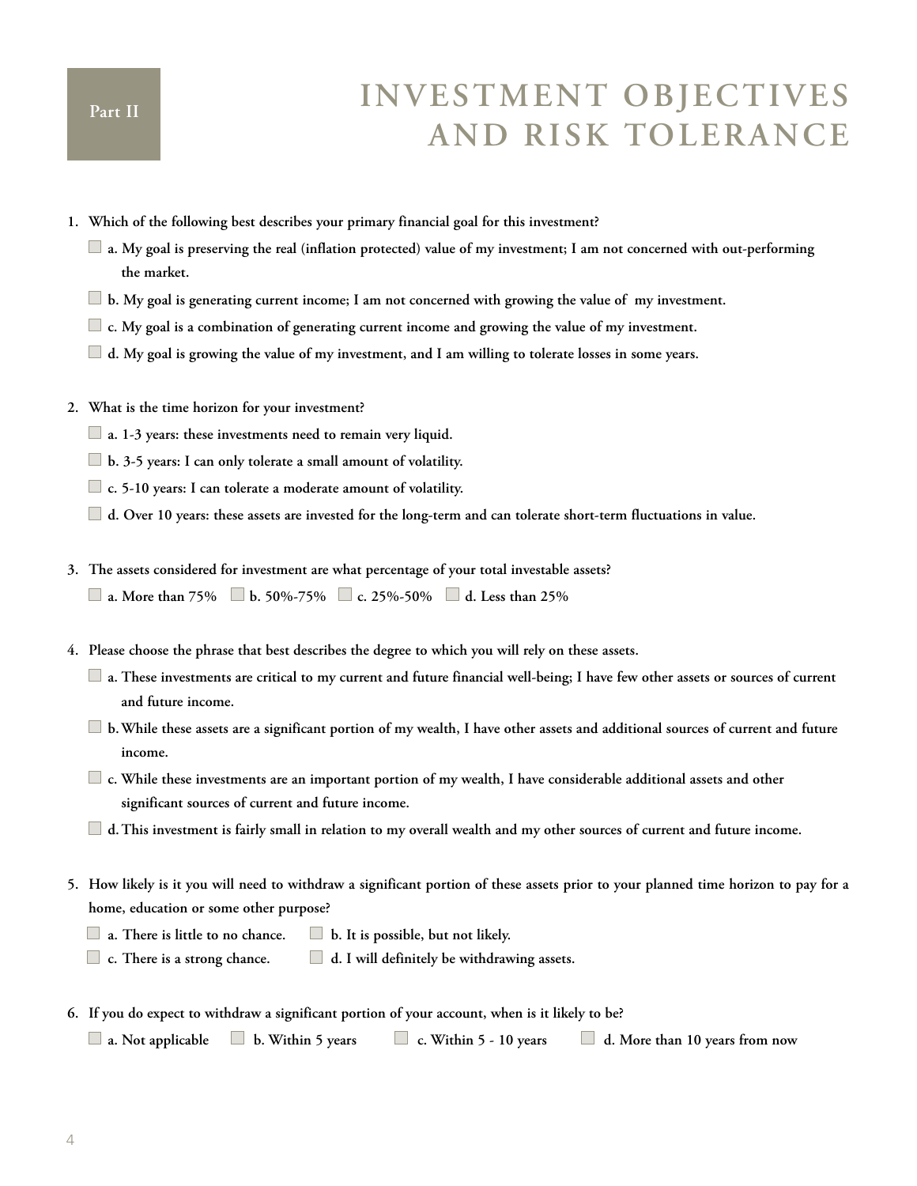Part II

# INVESTMENT OBJECTIVES AND RISK TOLERANCE

1. **Which of the following best describes your primary financial goal for this investment?**
   - ☐ **a. My goal is preserving the real (inflation protected) value of my investment; I am not concerned with out-performing the market.**
   - ☐ **b. My goal is generating current income; I am not concerned with growing the value of my investment.**
   - ☐ **c. My goal is a combination of generating current income and growing the value of my investment.**
   - ☐ **d. My goal is growing the value of my investment, and I am willing to tolerate losses in some years.**

2. **What is the time horizon for your investment?**
   - ☐ **a. 1-3 years: these investments need to remain very liquid.**
   - ☐ **b. 3-5 years: I can only tolerate a small amount of volatility.**
   - ☐ **c. 5-10 years: I can tolerate a moderate amount of volatility.**
   - ☐ **d. Over 10 years: these assets are invested for the long-term and can tolerate short-term fluctuations in value.**

3. **The assets considered for investment are what percentage of your total investable assets?**

   ☐ **a. More than 75%** ☐ **b. 50%-75%** ☐ **c. 25%-50%** ☐ **d. Less than 25%**

4. **Please choose the phrase that best describes the degree to which you will rely on these assets.**
   - ☐ **a. These investments are critical to my current and future financial well-being; I have few other assets or sources of current and future income.**
   - ☐ **b. While these assets are a significant portion of my wealth, I have other assets and additional sources of current and future income.**
   - ☐ **c. While these investments are an important portion of my wealth, I have considerable additional assets and other significant sources of current and future income.**
   - ☐ **d. This investment is fairly small in relation to my overall wealth and my other sources of current and future income.**

5. **How likely is it you will need to withdraw a significant portion of these assets prior to your planned time horizon to pay for a home, education or some other purpose?**

   ☐ **a. There is little to no chance.** ☐ **b. It is possible, but not likely.**

   ☐ **c. There is a strong chance.** ☐ **d. I will definitely be withdrawing assets.**

6. **If you do expect to withdraw a significant portion of your account, when is it likely to be?**

   ☐ **a. Not applicable** ☐ **b. Within 5 years** ☐ **c. Within 5 - 10 years** ☐ **d. More than 10 years from now**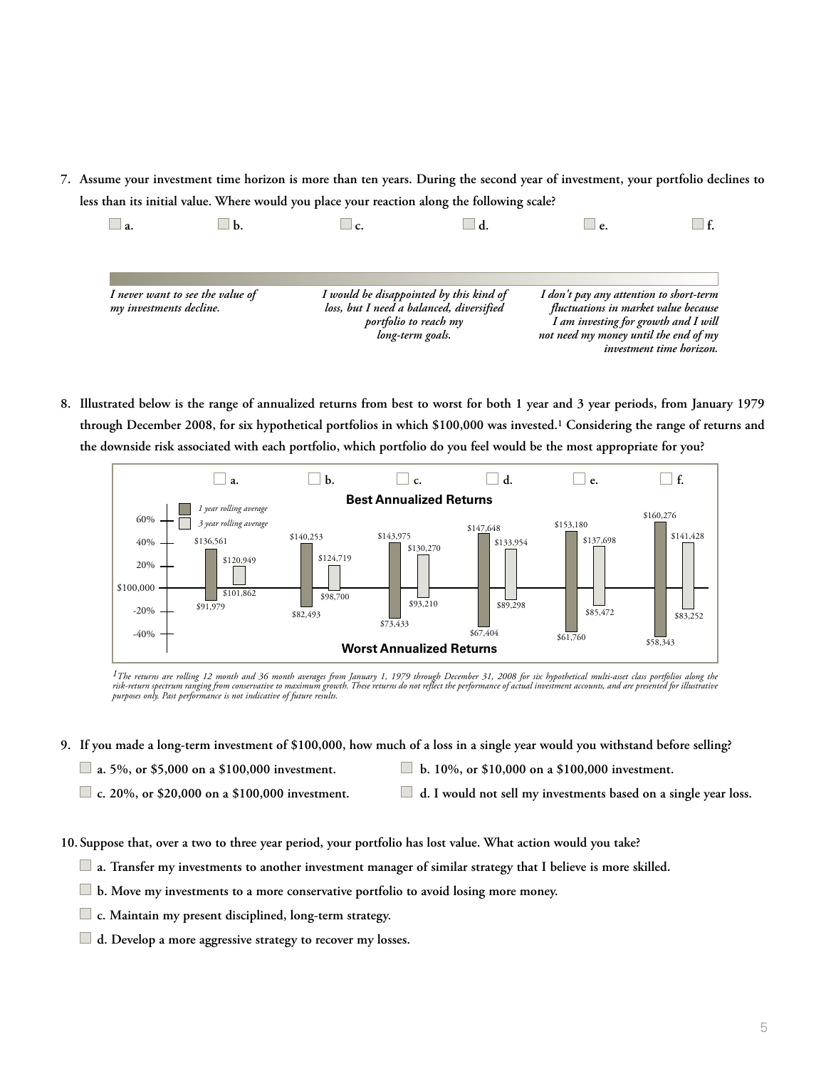7. **Assume your investment time horizon is more than ten years. During the second year of investment, your portfolio declines to less than its initial value. Where would you place your reaction along the following scale?**

☐ a. ☐ b. ☐ c. ☐ d. ☐ e. ☐ f.

| *I never want to see the value of my investments decline.* | *I would be disappointed by this kind of loss, but I need a balanced, diversified portfolio to reach my long-term goals.* | *I don't pay any attention to short-term fluctuations in market value because I am investing for growth and I will not need my money until the end of my investment time horizon.* |
|---|---|---|

8. **Illustrated below is the range of annualized returns from best to worst for both 1 year and 3 year periods, from January 1979 through December 2008, for six hypothetical portfolios in which $100,000 was invested.[1] Considering the range of returns and the downside risk associated with each portfolio, which portfolio do you feel would be the most appropriate for you?**

☐ a. ☐ b. ☐ c. ☐ d. ☐ e. ☐ f.

**Best Annualized Returns / Worst Annualized Returns**

| Portfolio | Best (1 year rolling average) | Best (3 year rolling average) | Worst (1 year rolling average) | Worst (3 year rolling average) |
|---|---|---|---|---|
| a. | $136,561 | $120,949 | $91,979 | $101,862 |
| b. | $140,253 | $124,719 | $82,493 | $98,700 |
| c. | $143,975 | $130,270 | $73,433 | $93,210 |
| d. | $147,648 | $133,954 | $67,404 | $89,298 |
| e. | $153,180 | $137,698 | $61,760 | $85,472 |
| f. | $160,276 | $141,428 | $58,343 | $83,252 |

*[1]The returns are rolling 12 month and 36 month averages from January 1, 1979 through December 31, 2008 for six hypothetical multi-asset class portfolios along the risk-return spectrum ranging from conservative to maximum growth. These returns do not reflect the performance of actual investment accounts, and are presented for illustrative purposes only. Past performance is not indicative of future results.*

9. **If you made a long-term investment of $100,000, how much of a loss in a single year would you withstand before selling?**

- ☐ **a. 5%, or $5,000 on a $100,000 investment.**
- ☐ **b. 10%, or $10,000 on a $100,000 investment.**
- ☐ **c. 20%, or $20,000 on a $100,000 investment.**
- ☐ **d. I would not sell my investments based on a single year loss.**

10. **Suppose that, over a two to three year period, your portfolio has lost value. What action would you take?**

- ☐ **a. Transfer my investments to another investment manager of similar strategy that I believe is more skilled.**
- ☐ **b. Move my investments to a more conservative portfolio to avoid losing more money.**
- ☐ **c. Maintain my present disciplined, long-term strategy.**
- ☐ **d. Develop a more aggressive strategy to recover my losses.**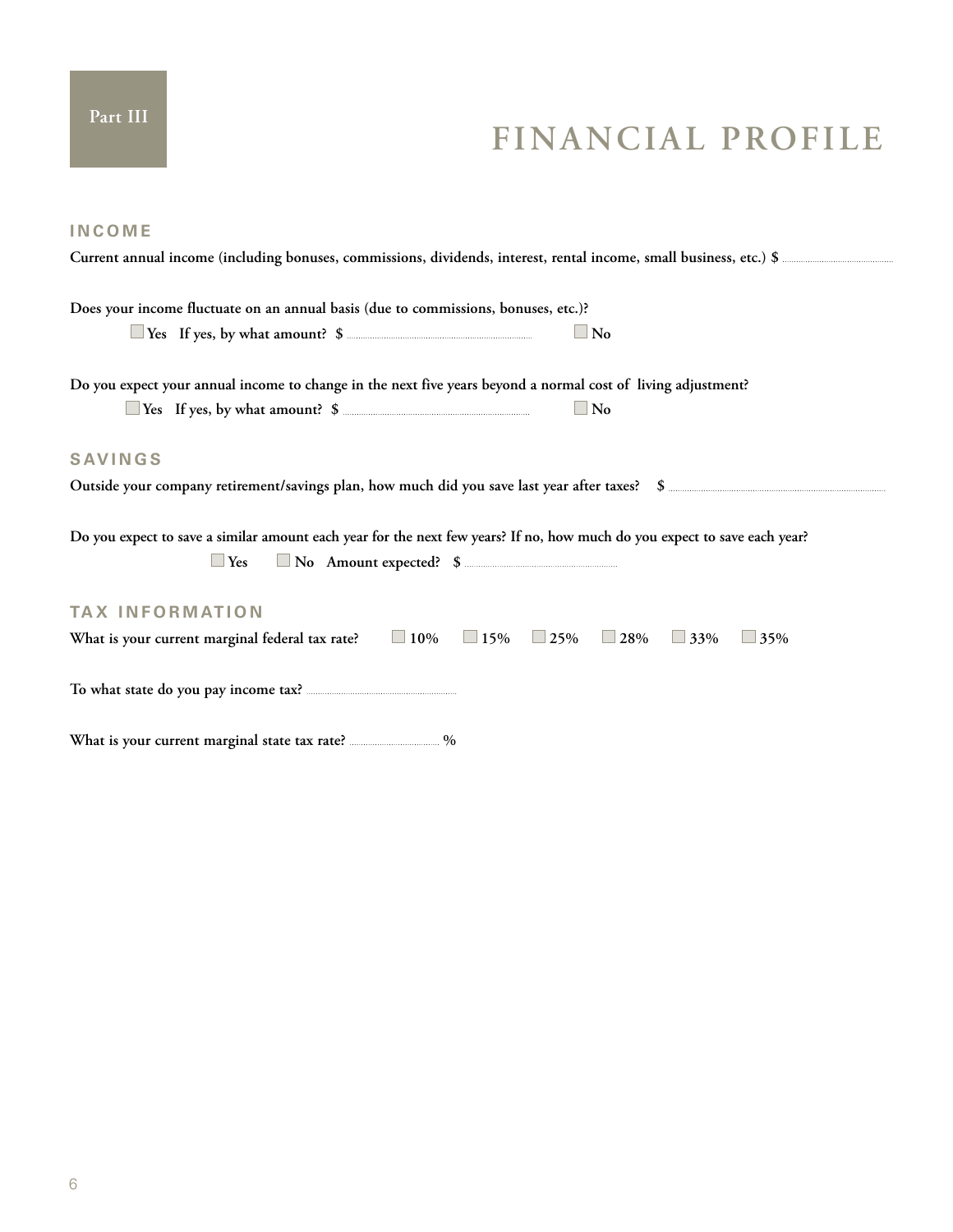Part III

# FINANCIAL PROFILE

## INCOME

**Current annual income (including bonuses, commissions, dividends, interest, rental income, small business, etc.) $** ..........

**Does your income fluctuate on an annual basis (due to commissions, bonuses, etc.)?**

☐ **Yes If yes, by what amount? $** .......... ☐ **No**

**Do you expect your annual income to change in the next five years beyond a normal cost of living adjustment?**

☐ **Yes If yes, by what amount? $** .......... ☐ **No**

## SAVINGS

**Outside your company retirement/savings plan, how much did you save last year after taxes? $** ..........

**Do you expect to save a similar amount each year for the next few years? If no, how much do you expect to save each year?**

☐ **Yes** ☐ **No Amount expected? $** ..........

## TAX INFORMATION

**What is your current marginal federal tax rate?** ☐ **10%** ☐ **15%** ☐ **25%** ☐ **28%** ☐ **33%** ☐ **35%**

**To what state do you pay income tax?** ..........

**What is your current marginal state tax rate?** .......... **%**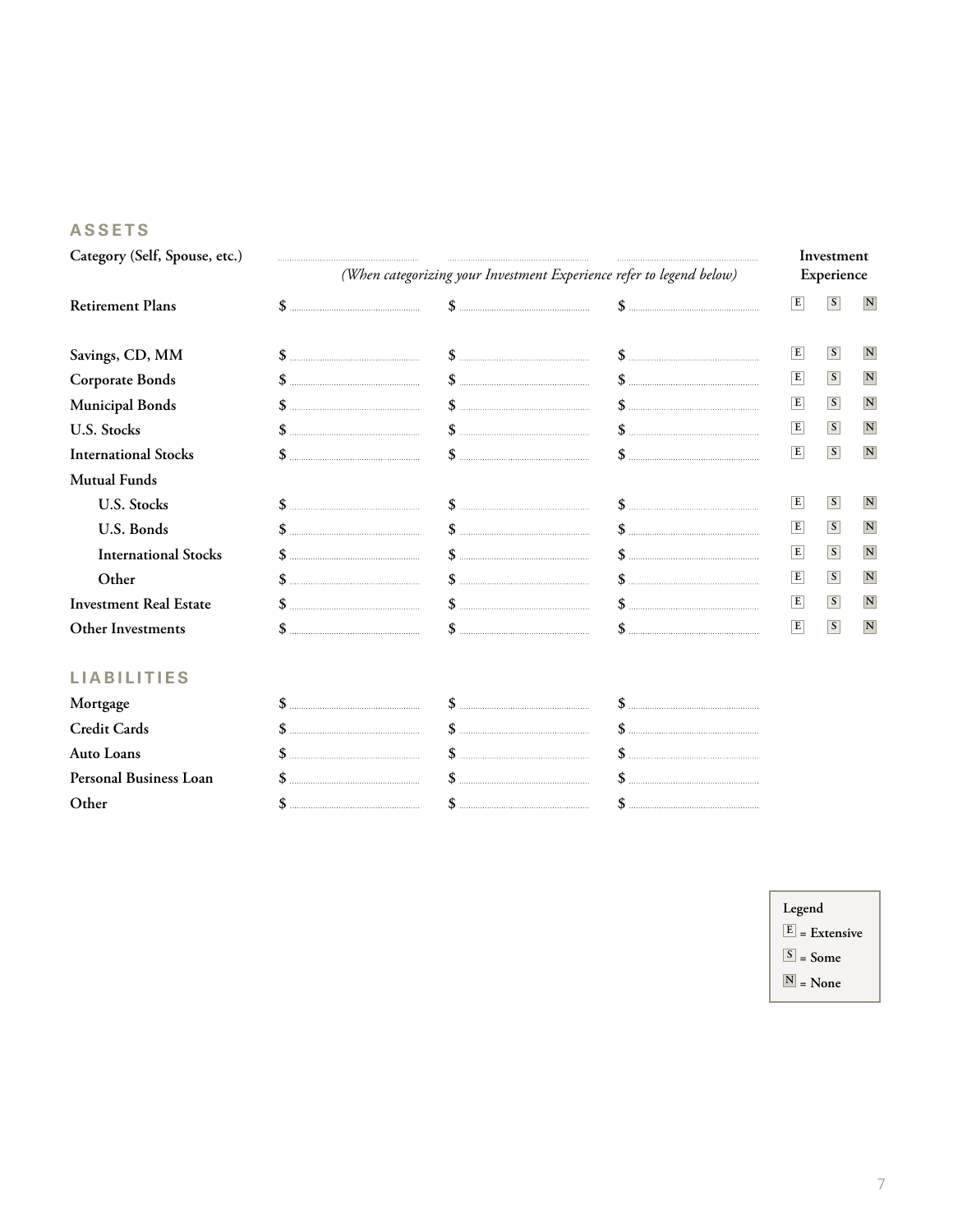## ASSETS

| Category (Self, Spouse, etc.) | | | | Investment Experience | | |
|---|---|---|---|---|---|---|
| | *(When categorizing your Investment Experience refer to legend below)* | | | | | |
| Retirement Plans | $ | $ | $ | E | S | N |
| Savings, CD, MM | $ | $ | $ | E | S | N |
| Corporate Bonds | $ | $ | $ | E | S | N |
| Municipal Bonds | $ | $ | $ | E | S | N |
| U.S. Stocks | $ | $ | $ | E | S | N |
| International Stocks | $ | $ | $ | E | S | N |
| Mutual Funds | | | | | | |
| U.S. Stocks | $ | $ | $ | E | S | N |
| U.S. Bonds | $ | $ | $ | E | S | N |
| International Stocks | $ | $ | $ | E | S | N |
| Other | $ | $ | $ | E | S | N |
| Investment Real Estate | $ | $ | $ | E | S | N |
| Other Investments | $ | $ | $ | E | S | N |

## LIABILITIES

| | | | |
|---|---|---|---|
| Mortgage | $ | $ | $ |
| Credit Cards | $ | $ | $ |
| Auto Loans | $ | $ | $ |
| Personal Business Loan | $ | $ | $ |
| Other | $ | $ | $ |

**Legend**

E = Extensive

S = Some

N = None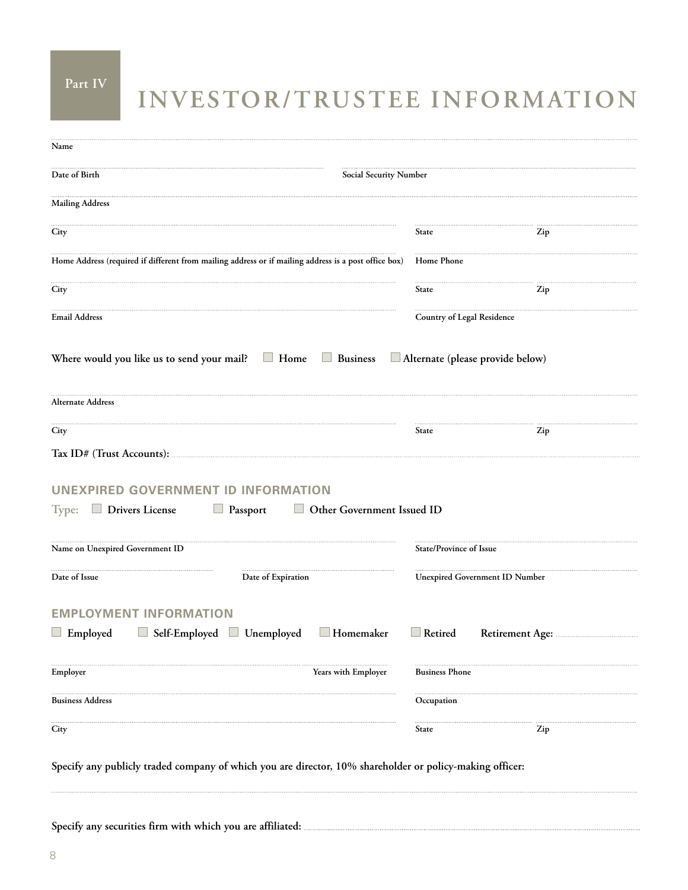Part IV

# INVESTOR/TRUSTEE INFORMATION

Name

Date of Birth | Social Security Number

Mailing Address

City | State | Zip

Home Address (required if different from mailing address or if mailing address is a post office box) | Home Phone

City | State | Zip

Email Address | Country of Legal Residence

**Where would you like us to send your mail?** ☐ Home ☐ Business ☐ Alternate (please provide below)

Alternate Address

City | State | Zip

**Tax ID# (Trust Accounts):** ______________________

## UNEXPIRED GOVERNMENT ID INFORMATION

Type: ☐ Drivers License ☐ Passport ☐ Other Government Issued ID

Name on Unexpired Government ID | State/Province of Issue

Date of Issue | Date of Expiration | Unexpired Government ID Number

## EMPLOYMENT INFORMATION

☐ Employed ☐ Self-Employed ☐ Unemployed ☐ Homemaker ☐ Retired **Retirement Age:** __________

Employer | Years with Employer | Business Phone

Business Address | Occupation

City | State | Zip

**Specify any publicly traded company of which you are director, 10% shareholder or policy-making officer:**

______________________

**Specify any securities firm with which you are affiliated:** ______________________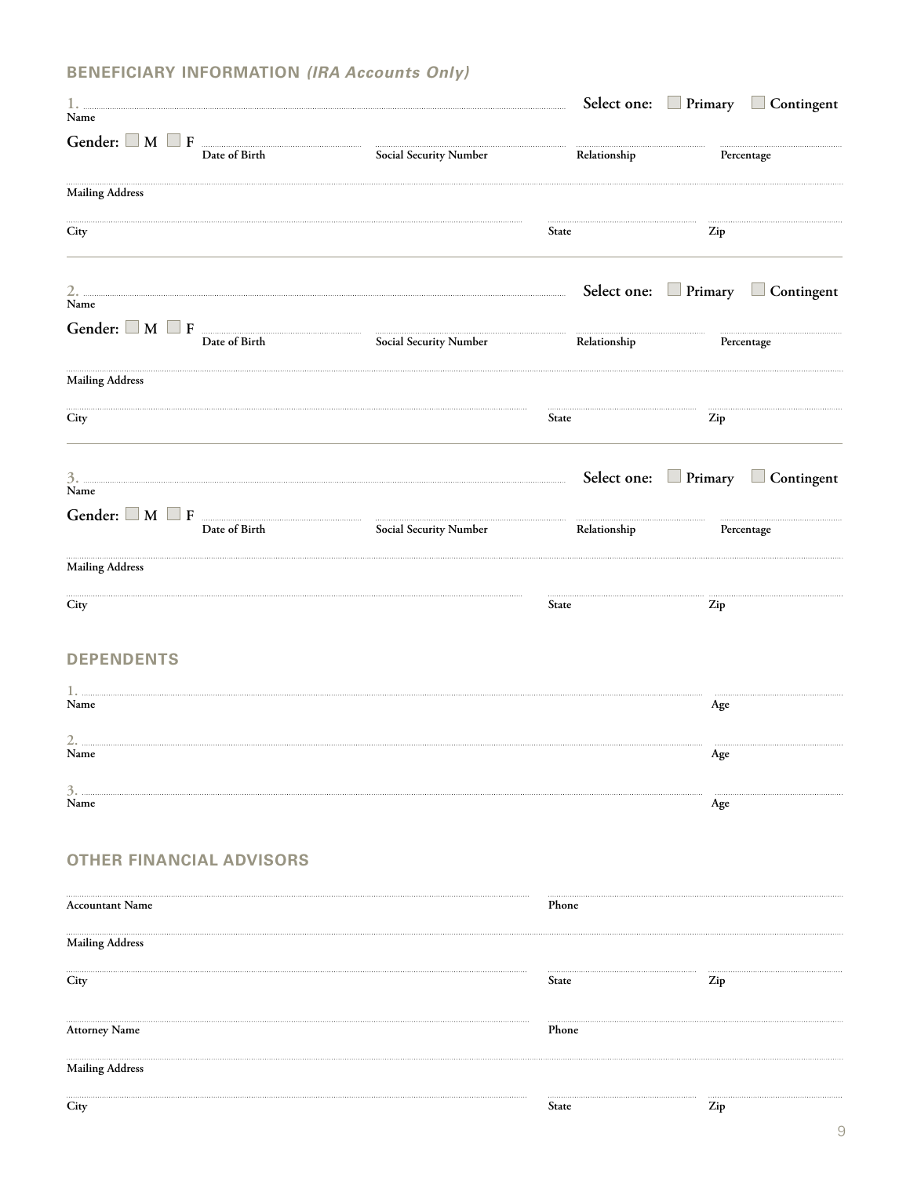## BENEFICIARY INFORMATION *(IRA Accounts Only)*

1. ______________________________ Select one: ☐ Primary ☐ Contingent
Name

Gender: ☐ M ☐ F ______________ Date of Birth ______________ Social Security Number ______________ Relationship ______________ Percentage

______________________________
Mailing Address

______________________________ ______________ ______________
City State Zip

---

2. ______________________________ Select one: ☐ Primary ☐ Contingent
Name

Gender: ☐ M ☐ F ______________ Date of Birth ______________ Social Security Number ______________ Relationship ______________ Percentage

______________________________
Mailing Address

______________________________ ______________ ______________
City State Zip

---

3. ______________________________ Select one: ☐ Primary ☐ Contingent
Name

Gender: ☐ M ☐ F ______________ Date of Birth ______________ Social Security Number ______________ Relationship ______________ Percentage

______________________________
Mailing Address

______________________________ ______________ ______________
City State Zip

## DEPENDENTS

1. ______________________________ ______________
Name Age

2. ______________________________ ______________
Name Age

3. ______________________________ ______________
Name Age

## OTHER FINANCIAL ADVISORS

______________________________ ______________
Accountant Name Phone

______________________________
Mailing Address

______________________________ ______________ ______________
City State Zip

______________________________ ______________
Attorney Name Phone

______________________________
Mailing Address

______________________________ ______________ ______________
City State Zip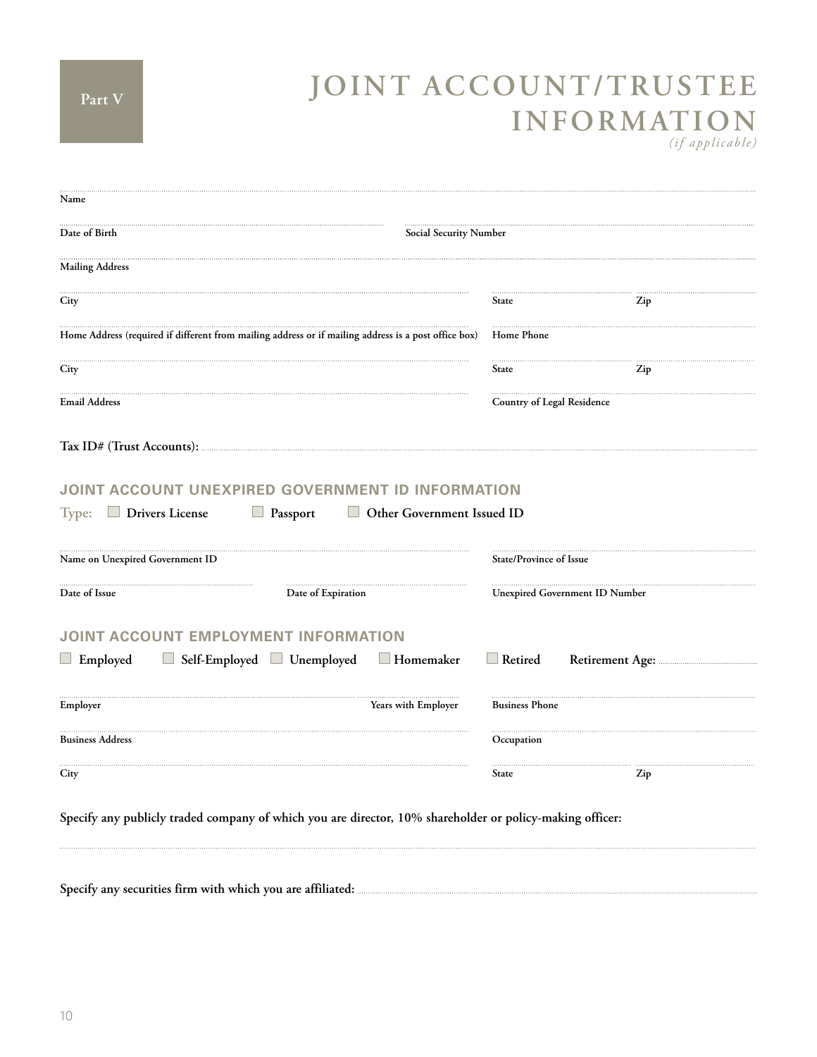Part V

# JOINT ACCOUNT/TRUSTEE INFORMATION

*(if applicable)*

Name

Date of Birth

Social Security Number

Mailing Address

City

State

Zip

Home Address (required if different from mailing address or if mailing address is a post office box)

Home Phone

City

State

Zip

Email Address

Country of Legal Residence

Tax ID# (Trust Accounts):

## JOINT ACCOUNT UNEXPIRED GOVERNMENT ID INFORMATION

Type: ☐ Drivers License ☐ Passport ☐ Other Government Issued ID

Name on Unexpired Government ID

State/Province of Issue

Date of Issue

Date of Expiration

Unexpired Government ID Number

## JOINT ACCOUNT EMPLOYMENT INFORMATION

☐ Employed ☐ Self-Employed ☐ Unemployed ☐ Homemaker ☐ Retired Retirement Age:

Employer

Years with Employer

Business Phone

Business Address

Occupation

City

State

Zip

Specify any publicly traded company of which you are director, 10% shareholder or policy-making officer:

Specify any securities firm with which you are affiliated: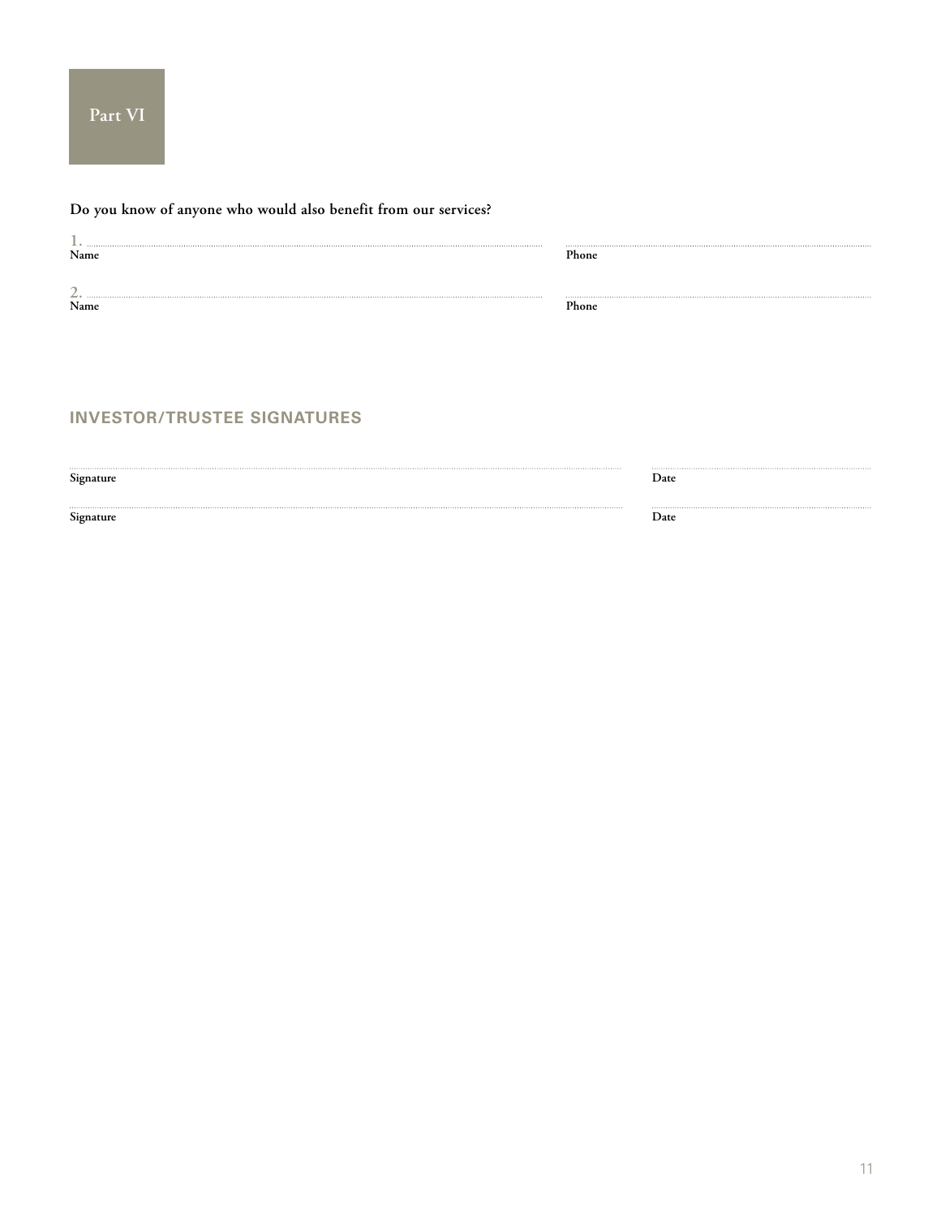# Part VI

**Do you know of anyone who would also benefit from our services?**

1. ......................................................................... ......................................................................................

**Name** **Phone**

2. ......................................................................... ......................................................................................

**Name** **Phone**

## INVESTOR/TRUSTEE SIGNATURES

......................................................................................................................... ......................................................................................

**Signature** **Date**

......................................................................................................................... ......................................................................................

**Signature** **Date**